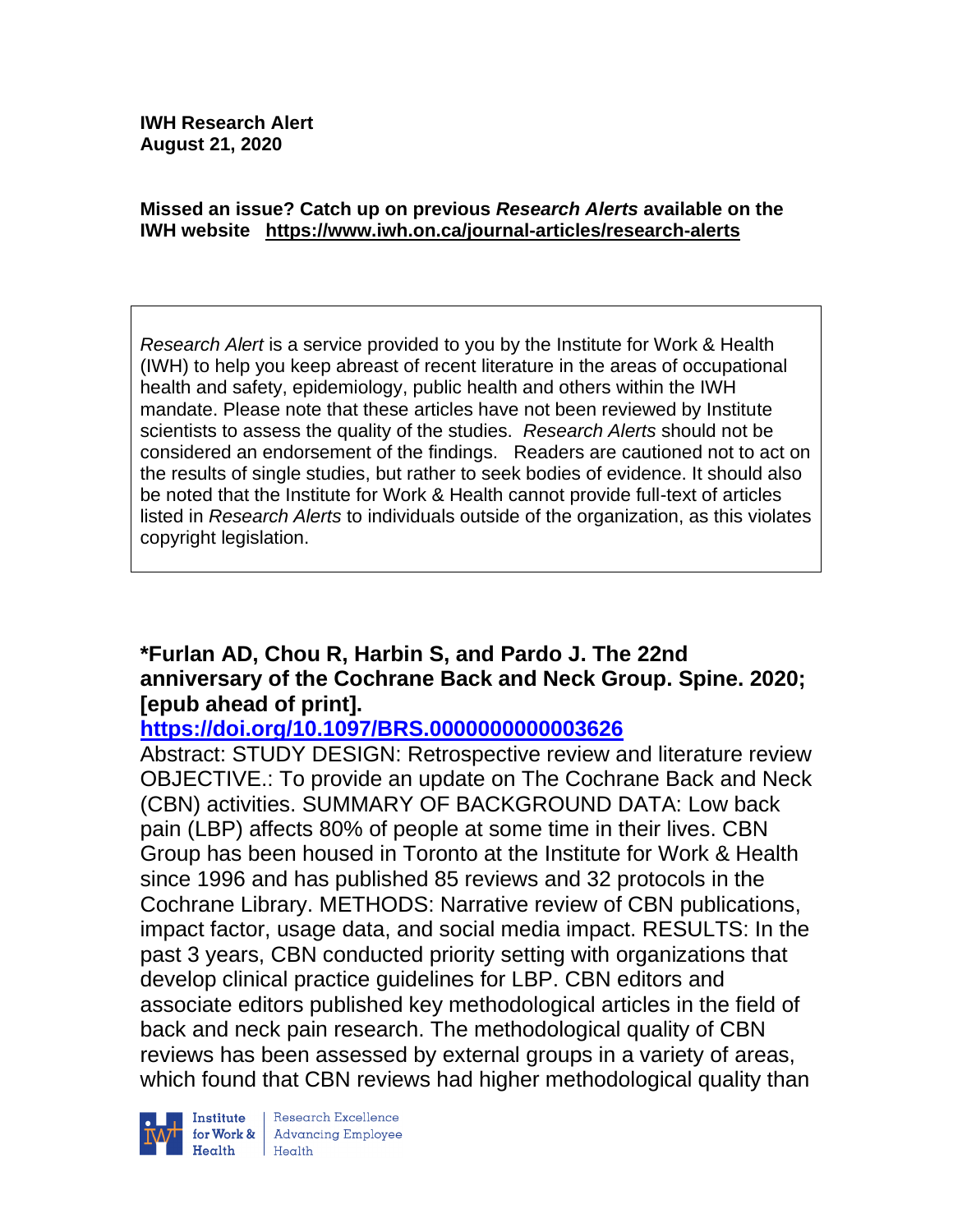**IWH Research Alert**
**August 21, 2020**

**Missed an issue? Catch up on previous *Research Alerts* available on the IWH website https://www.iwh.on.ca/journal-articles/research-alerts**

*Research Alert* is a service provided to you by the Institute for Work & Health (IWH) to help you keep abreast of recent literature in the areas of occupational health and safety, epidemiology, public health and others within the IWH mandate. Please note that these articles have not been reviewed by Institute scientists to assess the quality of the studies. *Research Alerts* should not be considered an endorsement of the findings. Readers are cautioned not to act on the results of single studies, but rather to seek bodies of evidence. It should also be noted that the Institute for Work & Health cannot provide full-text of articles listed in *Research Alerts* to individuals outside of the organization, as this violates copyright legislation.

**\*Furlan AD, Chou R, Harbin S, and Pardo J. The 22nd anniversary of the Cochrane Back and Neck Group. Spine. 2020; [epub ahead of print].**

**https://doi.org/10.1097/BRS.0000000000003626**

Abstract: STUDY DESIGN: Retrospective review and literature review OBJECTIVE.: To provide an update on The Cochrane Back and Neck (CBN) activities. SUMMARY OF BACKGROUND DATA: Low back pain (LBP) affects 80% of people at some time in their lives. CBN Group has been housed in Toronto at the Institute for Work & Health since 1996 and has published 85 reviews and 32 protocols in the Cochrane Library. METHODS: Narrative review of CBN publications, impact factor, usage data, and social media impact. RESULTS: In the past 3 years, CBN conducted priority setting with organizations that develop clinical practice guidelines for LBP. CBN editors and associate editors published key methodological articles in the field of back and neck pain research. The methodological quality of CBN reviews has been assessed by external groups in a variety of areas, which found that CBN reviews had higher methodological quality than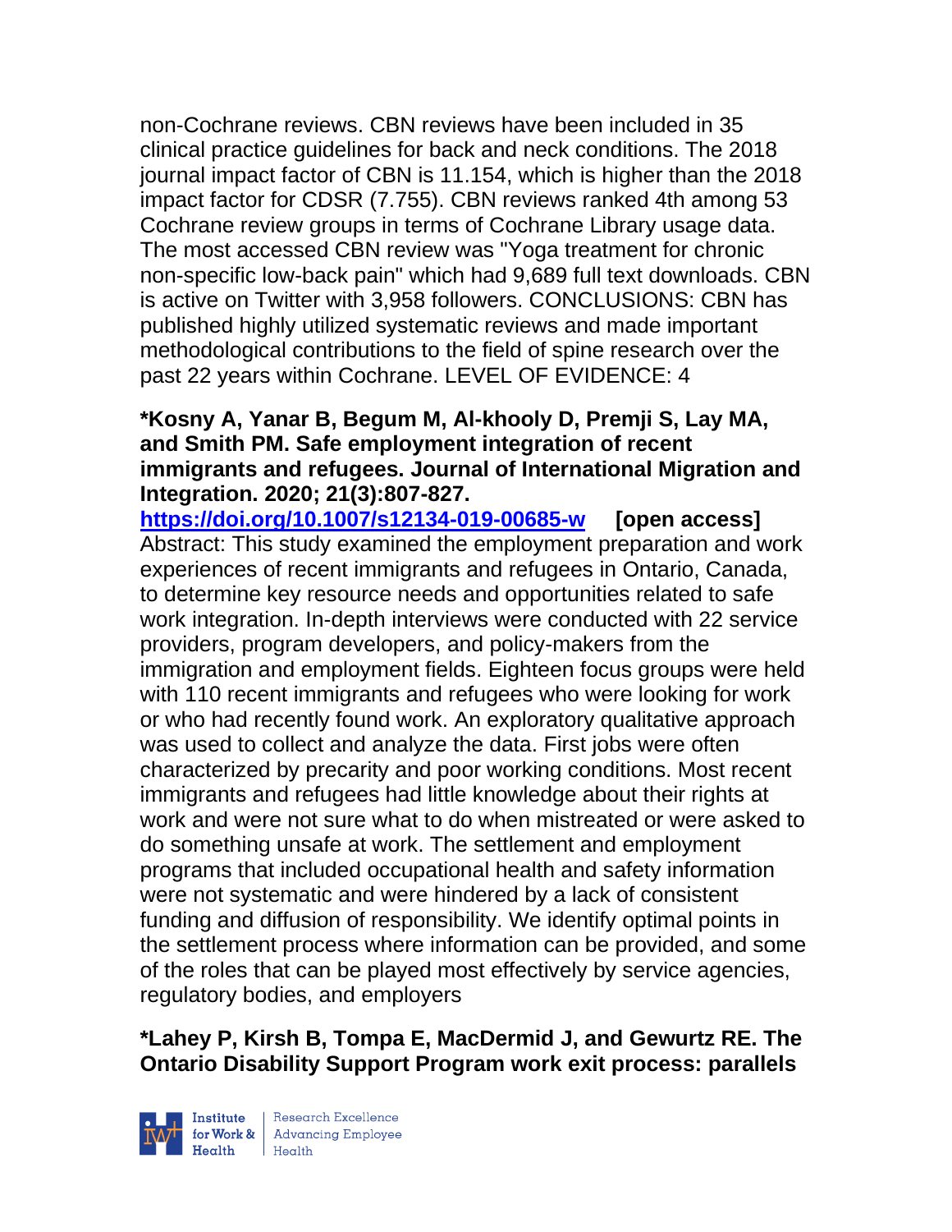non-Cochrane reviews. CBN reviews have been included in 35 clinical practice guidelines for back and neck conditions. The 2018 journal impact factor of CBN is 11.154, which is higher than the 2018 impact factor for CDSR (7.755). CBN reviews ranked 4th among 53 Cochrane review groups in terms of Cochrane Library usage data. The most accessed CBN review was "Yoga treatment for chronic non-specific low-back pain" which had 9,689 full text downloads. CBN is active on Twitter with 3,958 followers. CONCLUSIONS: CBN has published highly utilized systematic reviews and made important methodological contributions to the field of spine research over the past 22 years within Cochrane. LEVEL OF EVIDENCE: 4

**\*Kosny A, Yanar B, Begum M, Al-khooly D, Premji S, Lay MA, and Smith PM. Safe employment integration of recent immigrants and refugees. Journal of International Migration and Integration. 2020; 21(3):807-827.**

**https://doi.org/10.1007/s12134-019-00685-w [open access]**

Abstract: This study examined the employment preparation and work experiences of recent immigrants and refugees in Ontario, Canada, to determine key resource needs and opportunities related to safe work integration. In-depth interviews were conducted with 22 service providers, program developers, and policy-makers from the immigration and employment fields. Eighteen focus groups were held with 110 recent immigrants and refugees who were looking for work or who had recently found work. An exploratory qualitative approach was used to collect and analyze the data. First jobs were often characterized by precarity and poor working conditions. Most recent immigrants and refugees had little knowledge about their rights at work and were not sure what to do when mistreated or were asked to do something unsafe at work. The settlement and employment programs that included occupational health and safety information were not systematic and were hindered by a lack of consistent funding and diffusion of responsibility. We identify optimal points in the settlement process where information can be provided, and some of the roles that can be played most effectively by service agencies, regulatory bodies, and employers

**\*Lahey P, Kirsh B, Tompa E, MacDermid J, and Gewurtz RE. The Ontario Disability Support Program work exit process: parallels**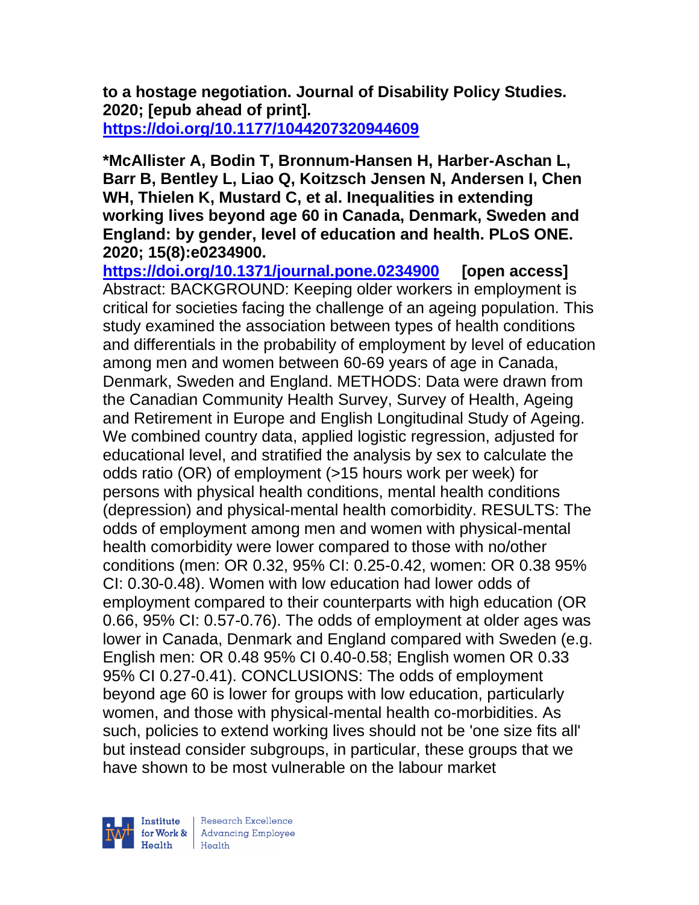**to a hostage negotiation. Journal of Disability Policy Studies. 2020; [epub ahead of print].**
**https://doi.org/10.1177/1044207320944609**

**\*McAllister A, Bodin T, Bronnum-Hansen H, Harber-Aschan L, Barr B, Bentley L, Liao Q, Koitzsch Jensen N, Andersen I, Chen WH, Thielen K, Mustard C, et al. Inequalities in extending working lives beyond age 60 in Canada, Denmark, Sweden and England: by gender, level of education and health. PLoS ONE. 2020; 15(8):e0234900.**
**https://doi.org/10.1371/journal.pone.0234900** **[open access]**
Abstract: BACKGROUND: Keeping older workers in employment is critical for societies facing the challenge of an ageing population. This study examined the association between types of health conditions and differentials in the probability of employment by level of education among men and women between 60-69 years of age in Canada, Denmark, Sweden and England. METHODS: Data were drawn from the Canadian Community Health Survey, Survey of Health, Ageing and Retirement in Europe and English Longitudinal Study of Ageing. We combined country data, applied logistic regression, adjusted for educational level, and stratified the analysis by sex to calculate the odds ratio (OR) of employment (>15 hours work per week) for persons with physical health conditions, mental health conditions (depression) and physical-mental health comorbidity. RESULTS: The odds of employment among men and women with physical-mental health comorbidity were lower compared to those with no/other conditions (men: OR 0.32, 95% CI: 0.25-0.42, women: OR 0.38 95% CI: 0.30-0.48). Women with low education had lower odds of employment compared to their counterparts with high education (OR 0.66, 95% CI: 0.57-0.76). The odds of employment at older ages was lower in Canada, Denmark and England compared with Sweden (e.g. English men: OR 0.48 95% CI 0.40-0.58; English women OR 0.33 95% CI 0.27-0.41). CONCLUSIONS: The odds of employment beyond age 60 is lower for groups with low education, particularly women, and those with physical-mental health co-morbidities. As such, policies to extend working lives should not be 'one size fits all' but instead consider subgroups, in particular, these groups that we have shown to be most vulnerable on the labour market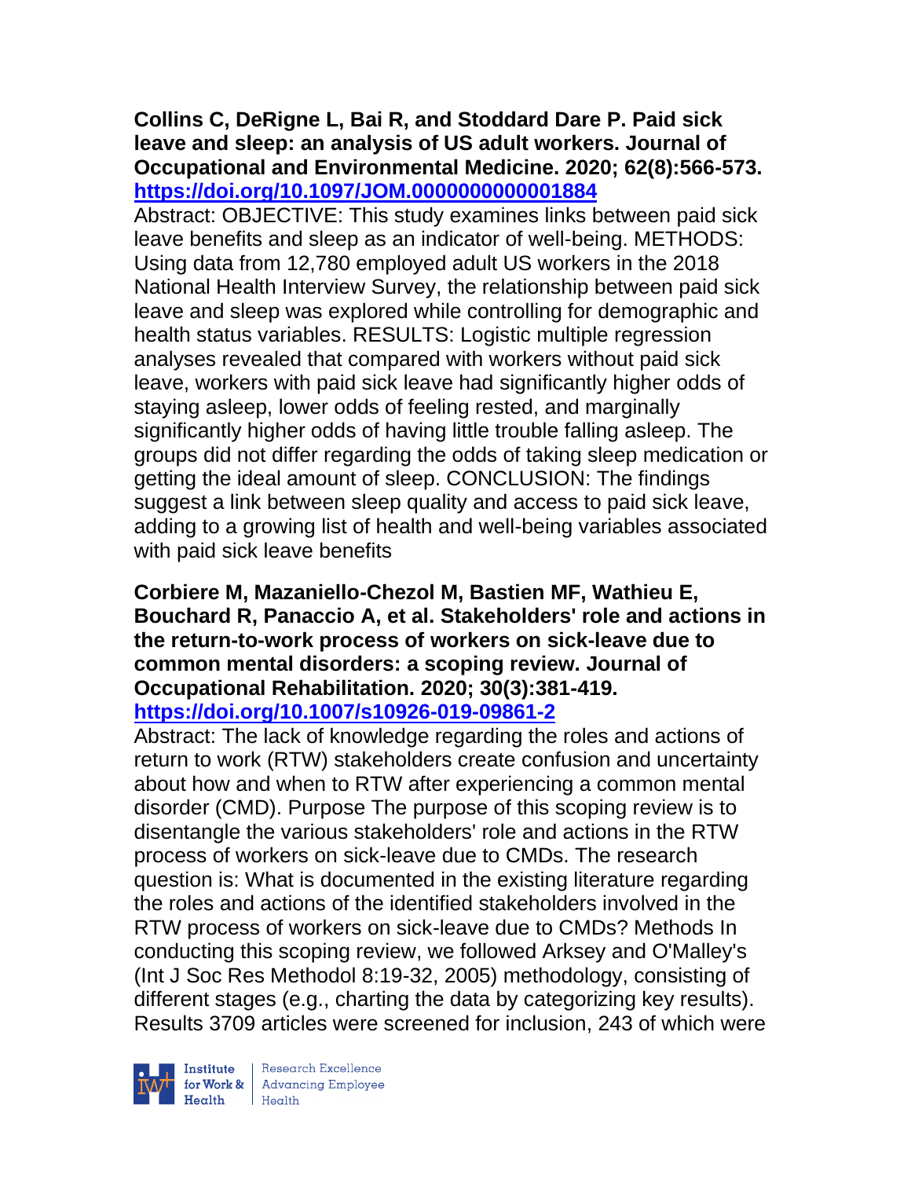**Collins C, DeRigne L, Bai R, and Stoddard Dare P. Paid sick leave and sleep: an analysis of US adult workers. Journal of Occupational and Environmental Medicine. 2020; 62(8):566-573. https://doi.org/10.1097/JOM.0000000000001884**

Abstract: OBJECTIVE: This study examines links between paid sick leave benefits and sleep as an indicator of well-being. METHODS: Using data from 12,780 employed adult US workers in the 2018 National Health Interview Survey, the relationship between paid sick leave and sleep was explored while controlling for demographic and health status variables. RESULTS: Logistic multiple regression analyses revealed that compared with workers without paid sick leave, workers with paid sick leave had significantly higher odds of staying asleep, lower odds of feeling rested, and marginally significantly higher odds of having little trouble falling asleep. The groups did not differ regarding the odds of taking sleep medication or getting the ideal amount of sleep. CONCLUSION: The findings suggest a link between sleep quality and access to paid sick leave, adding to a growing list of health and well-being variables associated with paid sick leave benefits

**Corbiere M, Mazaniello-Chezol M, Bastien MF, Wathieu E, Bouchard R, Panaccio A, et al. Stakeholders' role and actions in the return-to-work process of workers on sick-leave due to common mental disorders: a scoping review. Journal of Occupational Rehabilitation. 2020; 30(3):381-419. https://doi.org/10.1007/s10926-019-09861-2**

Abstract: The lack of knowledge regarding the roles and actions of return to work (RTW) stakeholders create confusion and uncertainty about how and when to RTW after experiencing a common mental disorder (CMD). Purpose The purpose of this scoping review is to disentangle the various stakeholders' role and actions in the RTW process of workers on sick-leave due to CMDs. The research question is: What is documented in the existing literature regarding the roles and actions of the identified stakeholders involved in the RTW process of workers on sick-leave due to CMDs? Methods In conducting this scoping review, we followed Arksey and O'Malley's (Int J Soc Res Methodol 8:19-32, 2005) methodology, consisting of different stages (e.g., charting the data by categorizing key results). Results 3709 articles were screened for inclusion, 243 of which were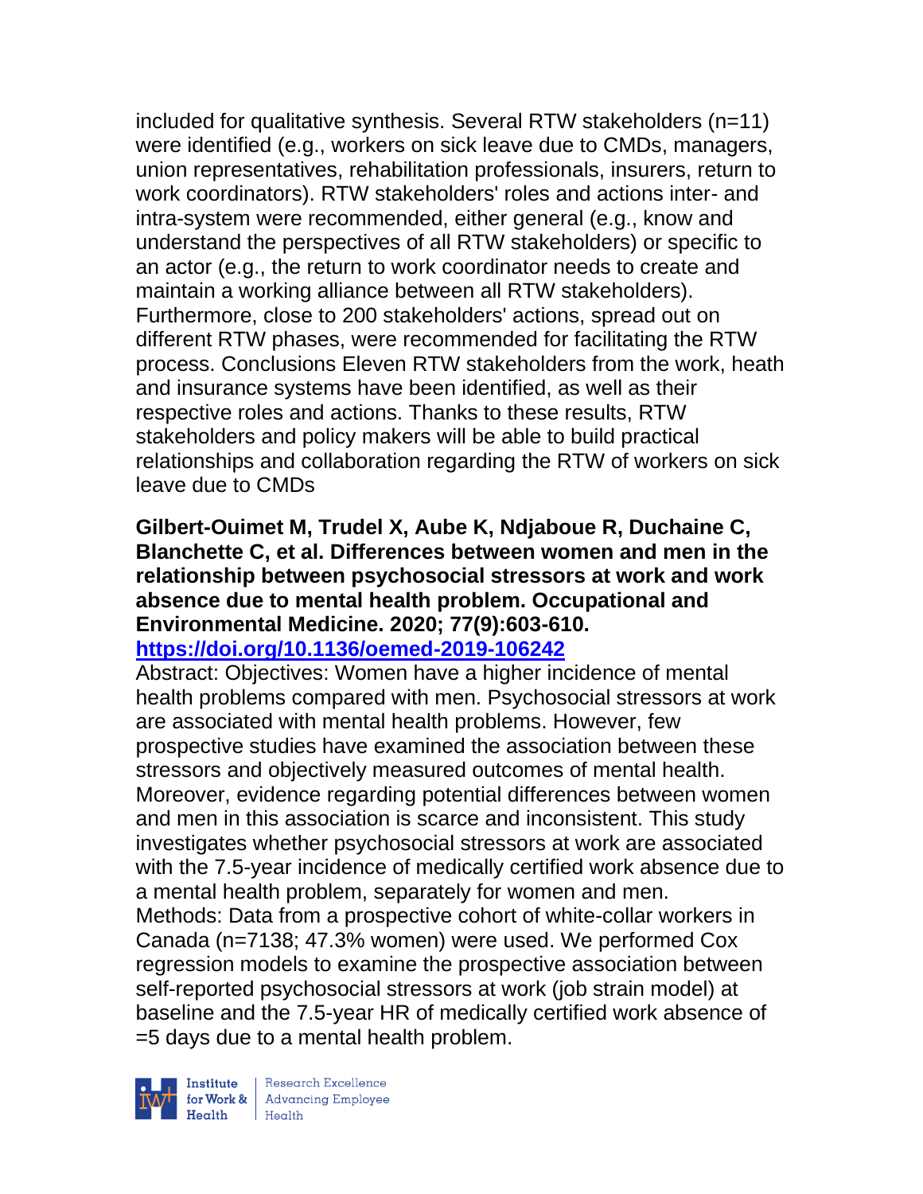included for qualitative synthesis. Several RTW stakeholders (n=11) were identified (e.g., workers on sick leave due to CMDs, managers, union representatives, rehabilitation professionals, insurers, return to work coordinators). RTW stakeholders' roles and actions inter- and intra-system were recommended, either general (e.g., know and understand the perspectives of all RTW stakeholders) or specific to an actor (e.g., the return to work coordinator needs to create and maintain a working alliance between all RTW stakeholders). Furthermore, close to 200 stakeholders' actions, spread out on different RTW phases, were recommended for facilitating the RTW process. Conclusions Eleven RTW stakeholders from the work, heath and insurance systems have been identified, as well as their respective roles and actions. Thanks to these results, RTW stakeholders and policy makers will be able to build practical relationships and collaboration regarding the RTW of workers on sick leave due to CMDs

**Gilbert-Ouimet M, Trudel X, Aube K, Ndjaboue R, Duchaine C, Blanchette C, et al. Differences between women and men in the relationship between psychosocial stressors at work and work absence due to mental health problem. Occupational and Environmental Medicine. 2020; 77(9):603-610.**
**https://doi.org/10.1136/oemed-2019-106242**

Abstract: Objectives: Women have a higher incidence of mental health problems compared with men. Psychosocial stressors at work are associated with mental health problems. However, few prospective studies have examined the association between these stressors and objectively measured outcomes of mental health. Moreover, evidence regarding potential differences between women and men in this association is scarce and inconsistent. This study investigates whether psychosocial stressors at work are associated with the 7.5-year incidence of medically certified work absence due to a mental health problem, separately for women and men. Methods: Data from a prospective cohort of white-collar workers in Canada (n=7138; 47.3% women) were used. We performed Cox regression models to examine the prospective association between self-reported psychosocial stressors at work (job strain model) at baseline and the 7.5-year HR of medically certified work absence of =5 days due to a mental health problem.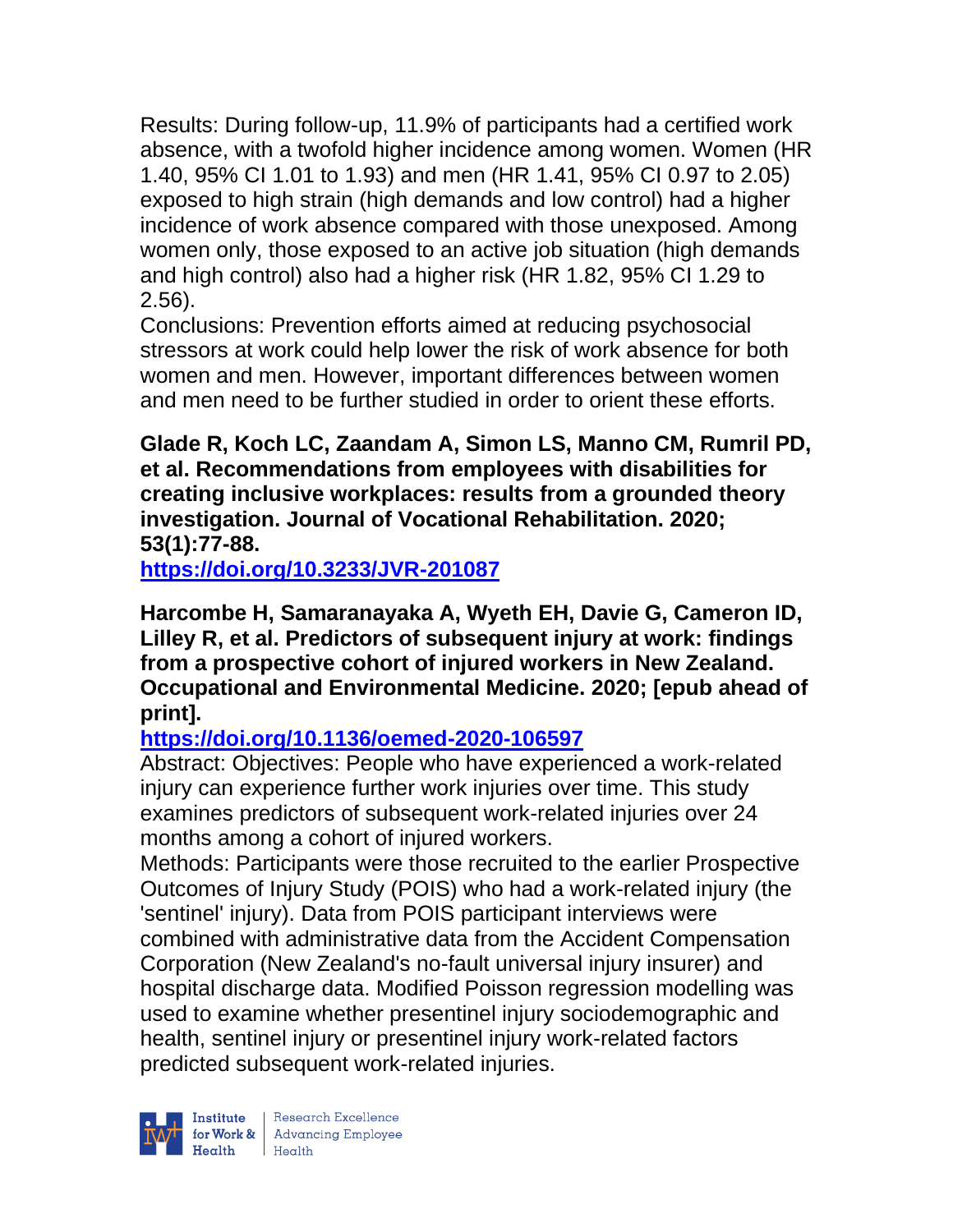Results: During follow-up, 11.9% of participants had a certified work absence, with a twofold higher incidence among women. Women (HR 1.40, 95% CI 1.01 to 1.93) and men (HR 1.41, 95% CI 0.97 to 2.05) exposed to high strain (high demands and low control) had a higher incidence of work absence compared with those unexposed. Among women only, those exposed to an active job situation (high demands and high control) also had a higher risk (HR 1.82, 95% CI 1.29 to 2.56).

Conclusions: Prevention efforts aimed at reducing psychosocial stressors at work could help lower the risk of work absence for both women and men. However, important differences between women and men need to be further studied in order to orient these efforts.

**Glade R, Koch LC, Zaandam A, Simon LS, Manno CM, Rumril PD, et al. Recommendations from employees with disabilities for creating inclusive workplaces: results from a grounded theory investigation. Journal of Vocational Rehabilitation. 2020; 53(1):77-88.**

**https://doi.org/10.3233/JVR-201087**

**Harcombe H, Samaranayaka A, Wyeth EH, Davie G, Cameron ID, Lilley R, et al. Predictors of subsequent injury at work: findings from a prospective cohort of injured workers in New Zealand. Occupational and Environmental Medicine. 2020; [epub ahead of print].**

**https://doi.org/10.1136/oemed-2020-106597**

Abstract: Objectives: People who have experienced a work-related injury can experience further work injuries over time. This study examines predictors of subsequent work-related injuries over 24 months among a cohort of injured workers.

Methods: Participants were those recruited to the earlier Prospective Outcomes of Injury Study (POIS) who had a work-related injury (the 'sentinel' injury). Data from POIS participant interviews were combined with administrative data from the Accident Compensation Corporation (New Zealand's no-fault universal injury insurer) and hospital discharge data. Modified Poisson regression modelling was used to examine whether presentinel injury sociodemographic and health, sentinel injury or presentinel injury work-related factors predicted subsequent work-related injuries.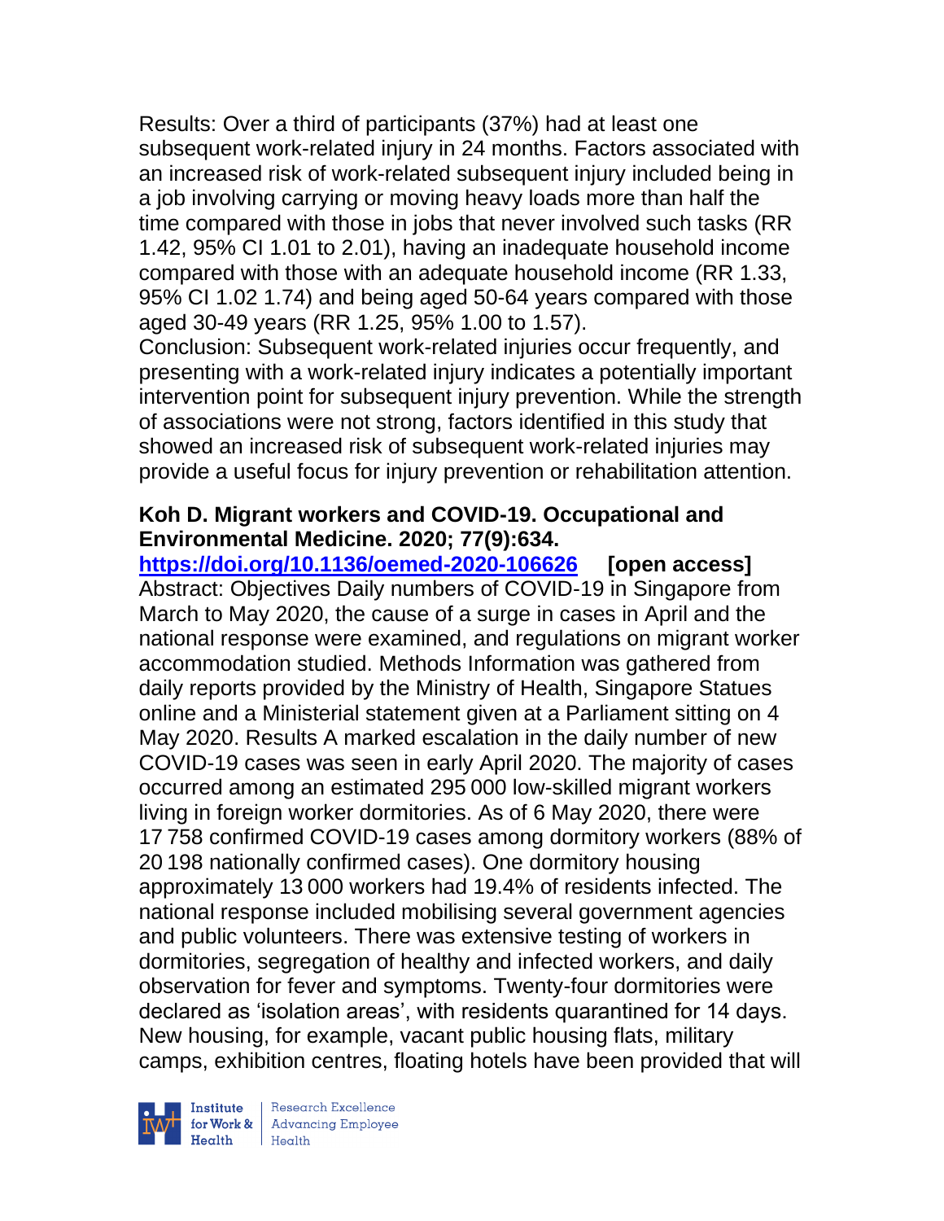Results: Over a third of participants (37%) had at least one subsequent work-related injury in 24 months. Factors associated with an increased risk of work-related subsequent injury included being in a job involving carrying or moving heavy loads more than half the time compared with those in jobs that never involved such tasks (RR 1.42, 95% CI 1.01 to 2.01), having an inadequate household income compared with those with an adequate household income (RR 1.33, 95% CI 1.02 1.74) and being aged 50-64 years compared with those aged 30-49 years (RR 1.25, 95% 1.00 to 1.57).
Conclusion: Subsequent work-related injuries occur frequently, and presenting with a work-related injury indicates a potentially important intervention point for subsequent injury prevention. While the strength of associations were not strong, factors identified in this study that showed an increased risk of subsequent work-related injuries may provide a useful focus for injury prevention or rehabilitation attention.

**Koh D. Migrant workers and COVID-19. Occupational and Environmental Medicine. 2020; 77(9):634.**
**https://doi.org/10.1136/oemed-2020-106626** **[open access]**
Abstract: Objectives Daily numbers of COVID-19 in Singapore from March to May 2020, the cause of a surge in cases in April and the national response were examined, and regulations on migrant worker accommodation studied. Methods Information was gathered from daily reports provided by the Ministry of Health, Singapore Statues online and a Ministerial statement given at a Parliament sitting on 4 May 2020. Results A marked escalation in the daily number of new COVID-19 cases was seen in early April 2020. The majority of cases occurred among an estimated 295 000 low-skilled migrant workers living in foreign worker dormitories. As of 6 May 2020, there were 17 758 confirmed COVID-19 cases among dormitory workers (88% of 20 198 nationally confirmed cases). One dormitory housing approximately 13 000 workers had 19.4% of residents infected. The national response included mobilising several government agencies and public volunteers. There was extensive testing of workers in dormitories, segregation of healthy and infected workers, and daily observation for fever and symptoms. Twenty-four dormitories were declared as 'isolation areas', with residents quarantined for 14 days. New housing, for example, vacant public housing flats, military camps, exhibition centres, floating hotels have been provided that will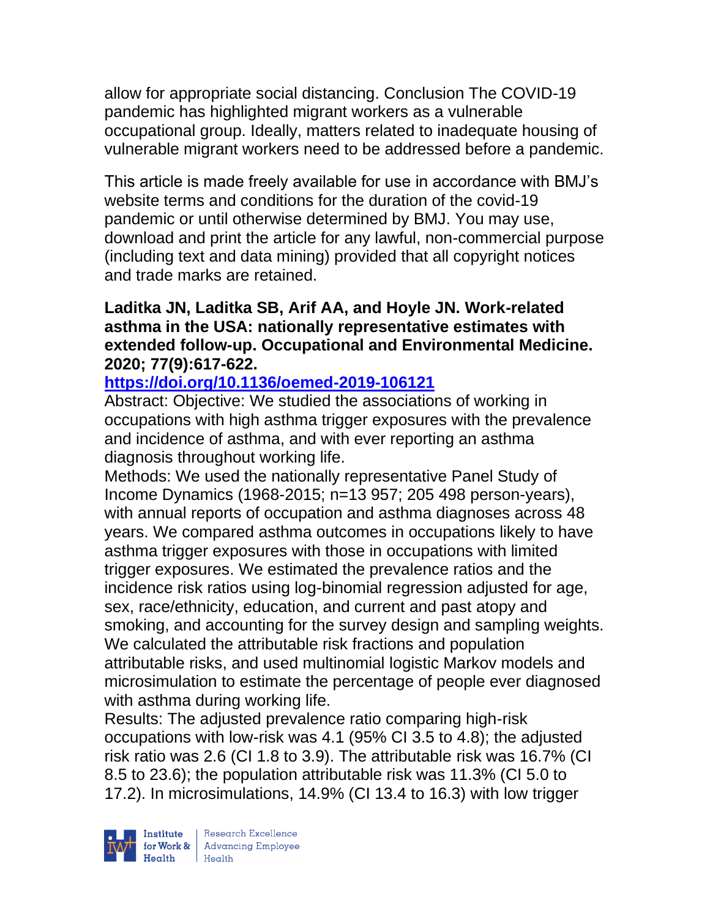allow for appropriate social distancing. Conclusion The COVID-19 pandemic has highlighted migrant workers as a vulnerable occupational group. Ideally, matters related to inadequate housing of vulnerable migrant workers need to be addressed before a pandemic.

This article is made freely available for use in accordance with BMJ's website terms and conditions for the duration of the covid-19 pandemic or until otherwise determined by BMJ. You may use, download and print the article for any lawful, non-commercial purpose (including text and data mining) provided that all copyright notices and trade marks are retained.

**Laditka JN, Laditka SB, Arif AA, and Hoyle JN. Work-related asthma in the USA: nationally representative estimates with extended follow-up. Occupational and Environmental Medicine. 2020; 77(9):617-622.**

**https://doi.org/10.1136/oemed-2019-106121**

Abstract: Objective: We studied the associations of working in occupations with high asthma trigger exposures with the prevalence and incidence of asthma, and with ever reporting an asthma diagnosis throughout working life.

Methods: We used the nationally representative Panel Study of Income Dynamics (1968-2015; n=13 957; 205 498 person-years), with annual reports of occupation and asthma diagnoses across 48 years. We compared asthma outcomes in occupations likely to have asthma trigger exposures with those in occupations with limited trigger exposures. We estimated the prevalence ratios and the incidence risk ratios using log-binomial regression adjusted for age, sex, race/ethnicity, education, and current and past atopy and smoking, and accounting for the survey design and sampling weights. We calculated the attributable risk fractions and population attributable risks, and used multinomial logistic Markov models and microsimulation to estimate the percentage of people ever diagnosed with asthma during working life.

Results: The adjusted prevalence ratio comparing high-risk occupations with low-risk was 4.1 (95% CI 3.5 to 4.8); the adjusted risk ratio was 2.6 (CI 1.8 to 3.9). The attributable risk was 16.7% (CI 8.5 to 23.6); the population attributable risk was 11.3% (CI 5.0 to 17.2). In microsimulations, 14.9% (CI 13.4 to 16.3) with low trigger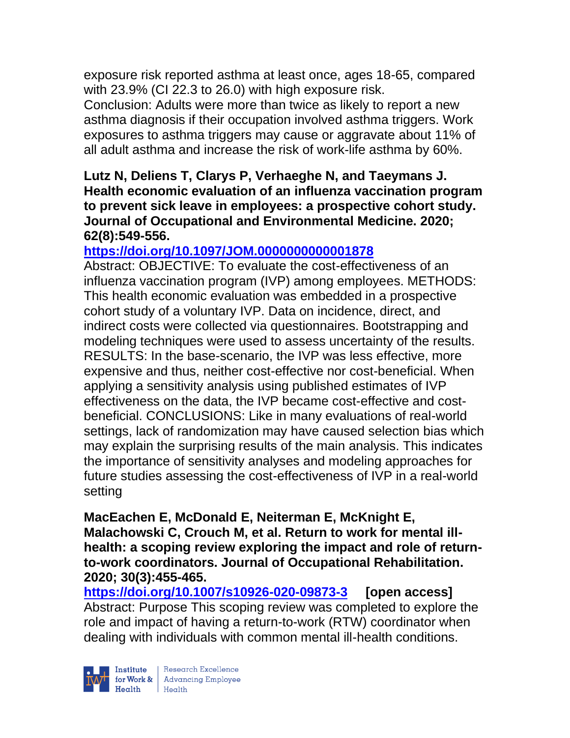exposure risk reported asthma at least once, ages 18-65, compared with 23.9% (CI 22.3 to 26.0) with high exposure risk.
Conclusion: Adults were more than twice as likely to report a new asthma diagnosis if their occupation involved asthma triggers. Work exposures to asthma triggers may cause or aggravate about 11% of all adult asthma and increase the risk of work-life asthma by 60%.

**Lutz N, Deliens T, Clarys P, Verhaeghe N, and Taeymans J. Health economic evaluation of an influenza vaccination program to prevent sick leave in employees: a prospective cohort study. Journal of Occupational and Environmental Medicine. 2020; 62(8):549-556.**

**https://doi.org/10.1097/JOM.0000000000001878**

Abstract: OBJECTIVE: To evaluate the cost-effectiveness of an influenza vaccination program (IVP) among employees. METHODS: This health economic evaluation was embedded in a prospective cohort study of a voluntary IVP. Data on incidence, direct, and indirect costs were collected via questionnaires. Bootstrapping and modeling techniques were used to assess uncertainty of the results. RESULTS: In the base-scenario, the IVP was less effective, more expensive and thus, neither cost-effective nor cost-beneficial. When applying a sensitivity analysis using published estimates of IVP effectiveness on the data, the IVP became cost-effective and cost-beneficial. CONCLUSIONS: Like in many evaluations of real-world settings, lack of randomization may have caused selection bias which may explain the surprising results of the main analysis. This indicates the importance of sensitivity analyses and modeling approaches for future studies assessing the cost-effectiveness of IVP in a real-world setting

**MacEachen E, McDonald E, Neiterman E, McKnight E, Malachowski C, Crouch M, et al. Return to work for mental ill-health: a scoping review exploring the impact and role of return-to-work coordinators. Journal of Occupational Rehabilitation. 2020; 30(3):455-465.**

**https://doi.org/10.1007/s10926-020-09873-3 [open access]**

Abstract: Purpose This scoping review was completed to explore the role and impact of having a return-to-work (RTW) coordinator when dealing with individuals with common mental ill-health conditions.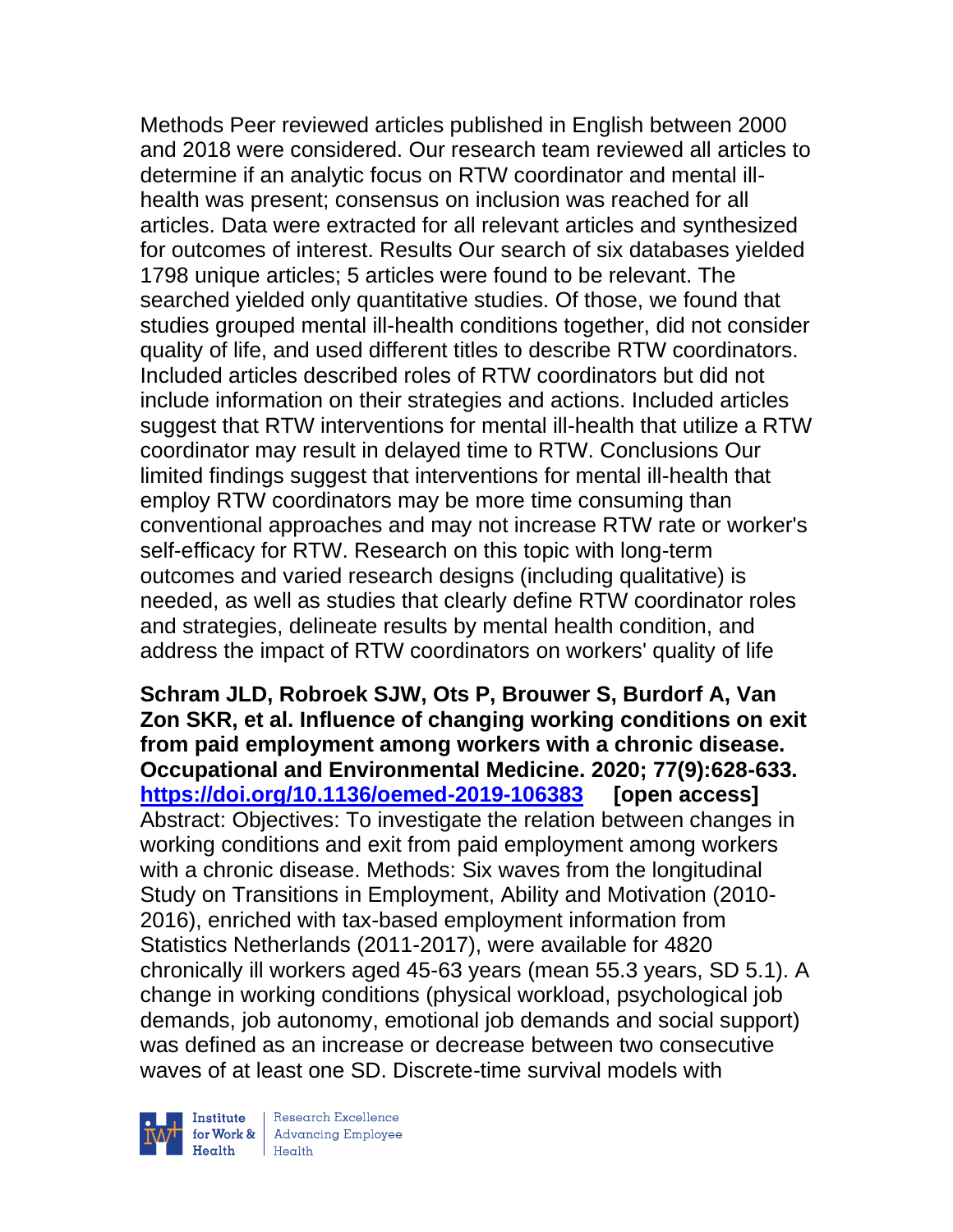Methods Peer reviewed articles published in English between 2000 and 2018 were considered. Our research team reviewed all articles to determine if an analytic focus on RTW coordinator and mental ill-health was present; consensus on inclusion was reached for all articles. Data were extracted for all relevant articles and synthesized for outcomes of interest. Results Our search of six databases yielded 1798 unique articles; 5 articles were found to be relevant. The searched yielded only quantitative studies. Of those, we found that studies grouped mental ill-health conditions together, did not consider quality of life, and used different titles to describe RTW coordinators. Included articles described roles of RTW coordinators but did not include information on their strategies and actions. Included articles suggest that RTW interventions for mental ill-health that utilize a RTW coordinator may result in delayed time to RTW. Conclusions Our limited findings suggest that interventions for mental ill-health that employ RTW coordinators may be more time consuming than conventional approaches and may not increase RTW rate or worker's self-efficacy for RTW. Research on this topic with long-term outcomes and varied research designs (including qualitative) is needed, as well as studies that clearly define RTW coordinator roles and strategies, delineate results by mental health condition, and address the impact of RTW coordinators on workers' quality of life

**Schram JLD, Robroek SJW, Ots P, Brouwer S, Burdorf A, Van Zon SKR, et al. Influence of changing working conditions on exit from paid employment among workers with a chronic disease. Occupational and Environmental Medicine. 2020; 77(9):628-633. https://doi.org/10.1136/oemed-2019-106383 [open access]**
Abstract: Objectives: To investigate the relation between changes in working conditions and exit from paid employment among workers with a chronic disease. Methods: Six waves from the longitudinal Study on Transitions in Employment, Ability and Motivation (2010-2016), enriched with tax-based employment information from Statistics Netherlands (2011-2017), were available for 4820 chronically ill workers aged 45-63 years (mean 55.3 years, SD 5.1). A change in working conditions (physical workload, psychological job demands, job autonomy, emotional job demands and social support) was defined as an increase or decrease between two consecutive waves of at least one SD. Discrete-time survival models with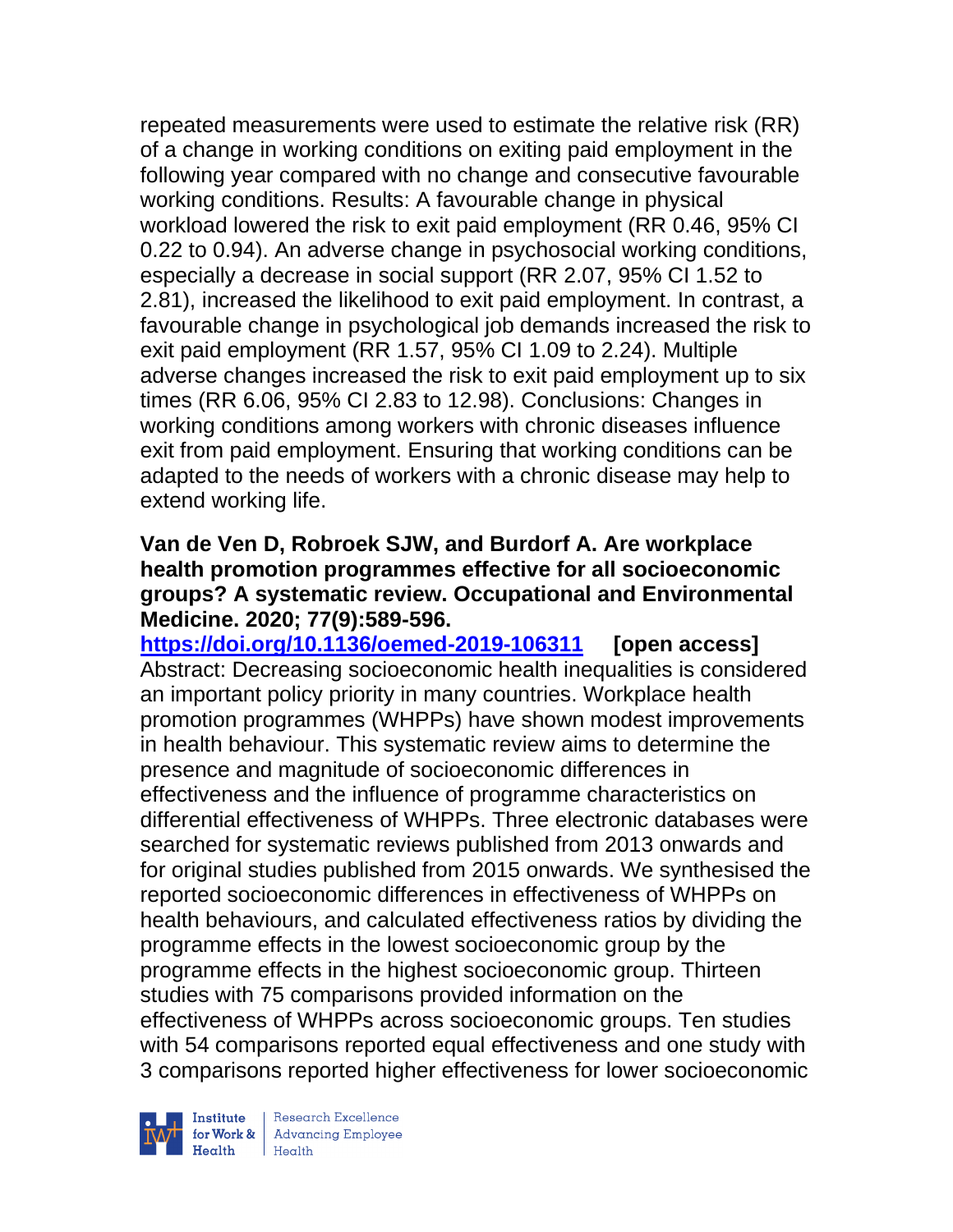repeated measurements were used to estimate the relative risk (RR) of a change in working conditions on exiting paid employment in the following year compared with no change and consecutive favourable working conditions. Results: A favourable change in physical workload lowered the risk to exit paid employment (RR 0.46, 95% CI 0.22 to 0.94). An adverse change in psychosocial working conditions, especially a decrease in social support (RR 2.07, 95% CI 1.52 to 2.81), increased the likelihood to exit paid employment. In contrast, a favourable change in psychological job demands increased the risk to exit paid employment (RR 1.57, 95% CI 1.09 to 2.24). Multiple adverse changes increased the risk to exit paid employment up to six times (RR 6.06, 95% CI 2.83 to 12.98). Conclusions: Changes in working conditions among workers with chronic diseases influence exit from paid employment. Ensuring that working conditions can be adapted to the needs of workers with a chronic disease may help to extend working life.

**Van de Ven D, Robroek SJW, and Burdorf A. Are workplace health promotion programmes effective for all socioeconomic groups? A systematic review. Occupational and Environmental Medicine. 2020; 77(9):589-596.**
**https://doi.org/10.1136/oemed-2019-106311 [open access]**
Abstract: Decreasing socioeconomic health inequalities is considered an important policy priority in many countries. Workplace health promotion programmes (WHPPs) have shown modest improvements in health behaviour. This systematic review aims to determine the presence and magnitude of socioeconomic differences in effectiveness and the influence of programme characteristics on differential effectiveness of WHPPs. Three electronic databases were searched for systematic reviews published from 2013 onwards and for original studies published from 2015 onwards. We synthesised the reported socioeconomic differences in effectiveness of WHPPs on health behaviours, and calculated effectiveness ratios by dividing the programme effects in the lowest socioeconomic group by the programme effects in the highest socioeconomic group. Thirteen studies with 75 comparisons provided information on the effectiveness of WHPPs across socioeconomic groups. Ten studies with 54 comparisons reported equal effectiveness and one study with 3 comparisons reported higher effectiveness for lower socioeconomic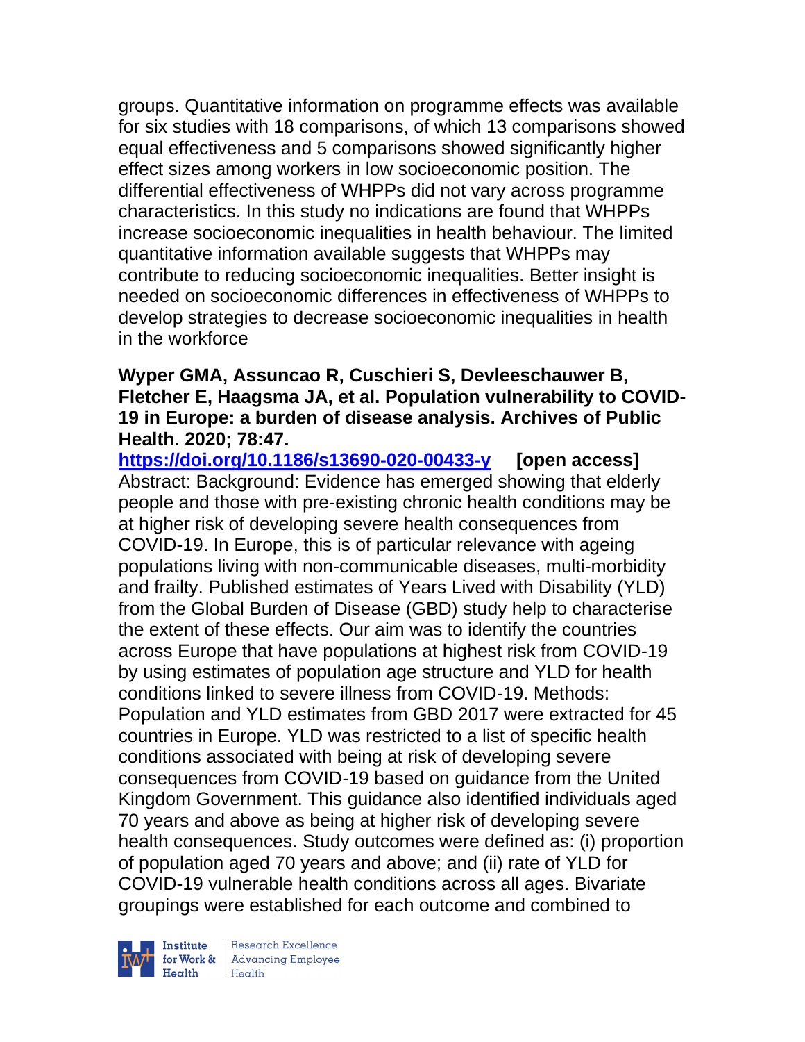groups. Quantitative information on programme effects was available for six studies with 18 comparisons, of which 13 comparisons showed equal effectiveness and 5 comparisons showed significantly higher effect sizes among workers in low socioeconomic position. The differential effectiveness of WHPPs did not vary across programme characteristics. In this study no indications are found that WHPPs increase socioeconomic inequalities in health behaviour. The limited quantitative information available suggests that WHPPs may contribute to reducing socioeconomic inequalities. Better insight is needed on socioeconomic differences in effectiveness of WHPPs to develop strategies to decrease socioeconomic inequalities in health in the workforce

**Wyper GMA, Assuncao R, Cuschieri S, Devleeschauwer B, Fletcher E, Haagsma JA, et al. Population vulnerability to COVID-19 in Europe: a burden of disease analysis. Archives of Public Health. 2020; 78:47.**

https://doi.org/10.1186/s13690-020-00433-y **[open access]**

Abstract: Background: Evidence has emerged showing that elderly people and those with pre-existing chronic health conditions may be at higher risk of developing severe health consequences from COVID-19. In Europe, this is of particular relevance with ageing populations living with non-communicable diseases, multi-morbidity and frailty. Published estimates of Years Lived with Disability (YLD) from the Global Burden of Disease (GBD) study help to characterise the extent of these effects. Our aim was to identify the countries across Europe that have populations at highest risk from COVID-19 by using estimates of population age structure and YLD for health conditions linked to severe illness from COVID-19. Methods: Population and YLD estimates from GBD 2017 were extracted for 45 countries in Europe. YLD was restricted to a list of specific health conditions associated with being at risk of developing severe consequences from COVID-19 based on guidance from the United Kingdom Government. This guidance also identified individuals aged 70 years and above as being at higher risk of developing severe health consequences. Study outcomes were defined as: (i) proportion of population aged 70 years and above; and (ii) rate of YLD for COVID-19 vulnerable health conditions across all ages. Bivariate groupings were established for each outcome and combined to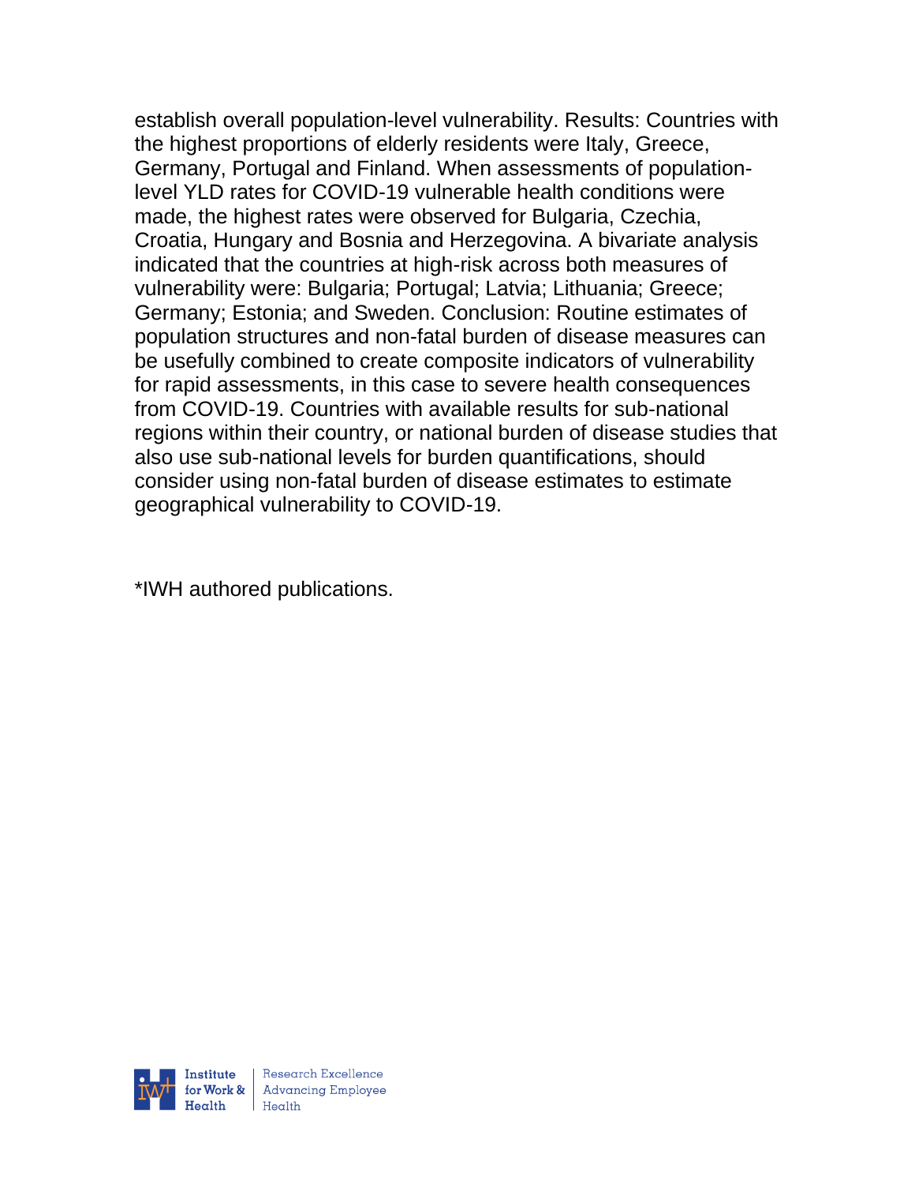establish overall population-level vulnerability. Results: Countries with the highest proportions of elderly residents were Italy, Greece, Germany, Portugal and Finland. When assessments of population-level YLD rates for COVID-19 vulnerable health conditions were made, the highest rates were observed for Bulgaria, Czechia, Croatia, Hungary and Bosnia and Herzegovina. A bivariate analysis indicated that the countries at high-risk across both measures of vulnerability were: Bulgaria; Portugal; Latvia; Lithuania; Greece; Germany; Estonia; and Sweden. Conclusion: Routine estimates of population structures and non-fatal burden of disease measures can be usefully combined to create composite indicators of vulnerability for rapid assessments, in this case to severe health consequences from COVID-19. Countries with available results for sub-national regions within their country, or national burden of disease studies that also use sub-national levels for burden quantifications, should consider using non-fatal burden of disease estimates to estimate geographical vulnerability to COVID-19.

*IWH authored publications.